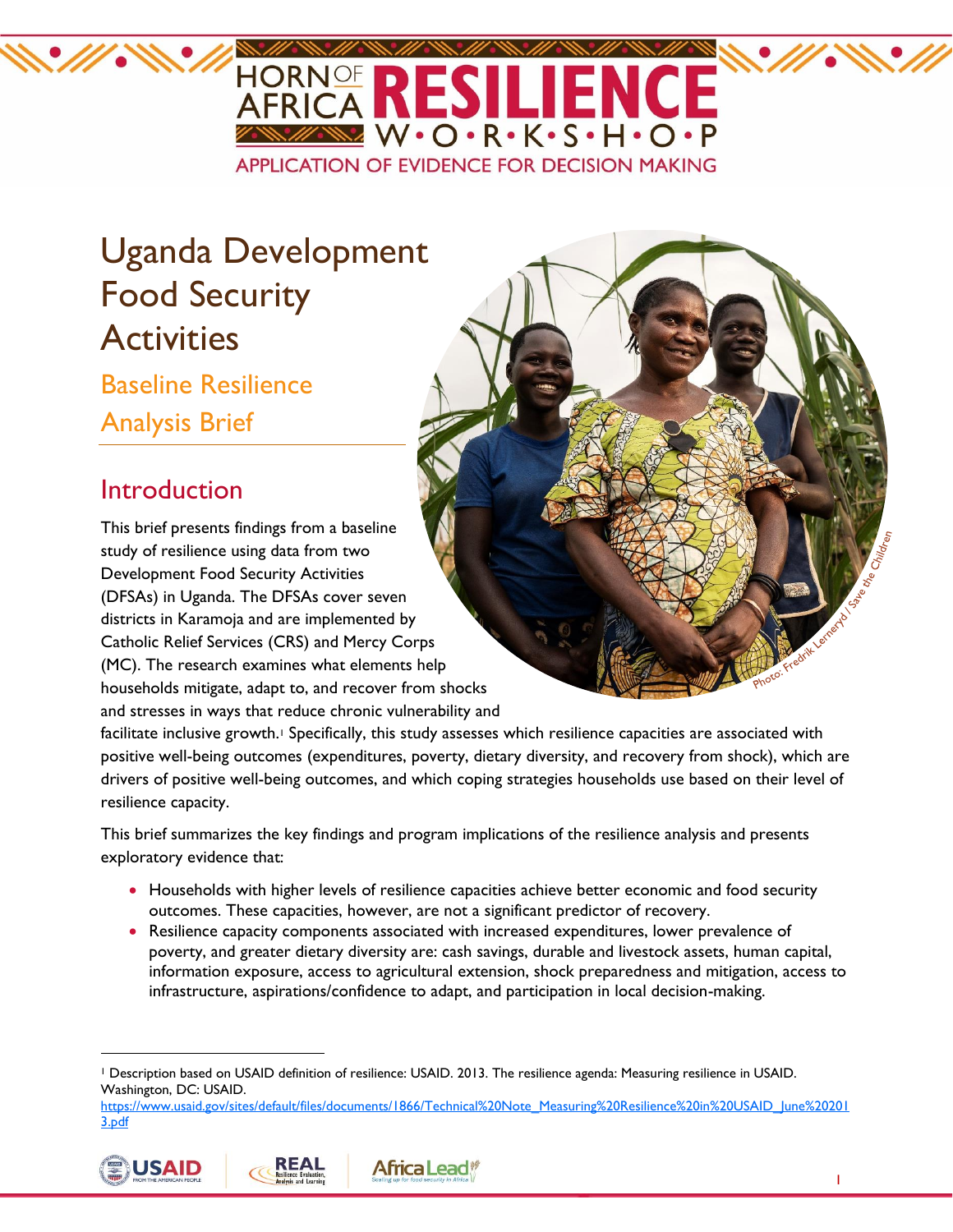# Uganda Development Food Security Activities

## Baseline Resilience Analysis Brief

## Introduction

This brief presents findings from a baseline study of resilience using data from two Development Food Security Activities (DFSAs) in Uganda. The DFSAs cover seven districts in Karamoja and are implemented by Catholic Relief Services (CRS) and Mercy Corps (MC). The research examines what elements help households mitigate, adapt to, and recover from shocks and stresses in ways that reduce chronic vulnerability and facilitate inclusive growth.[1] Specifically, this study assesses which resilience capacities are associated with positive well-being outcomes (expenditures, poverty, dietary diversity, and recovery from shock), which are drivers of positive well-being outcomes, and which coping strategies households use based on their level of resilience capacity.

This brief summarizes the key findings and program implications of the resilience analysis and presents exploratory evidence that:

- Households with higher levels of resilience capacities achieve better economic and food security outcomes. These capacities, however, are not a significant predictor of recovery.
- Resilience capacity components associated with increased expenditures, lower prevalence of poverty, and greater dietary diversity are: cash savings, durable and livestock assets, human capital, information exposure, access to agricultural extension, shock preparedness and mitigation, access to infrastructure, aspirations/confidence to adapt, and participation in local decision-making.

[1] Description based on USAID definition of resilience: USAID. 2013. The resilience agenda: Measuring resilience in USAID. Washington, DC: USAID. https://www.usaid.gov/sites/default/files/documents/1866/Technical%20Note_Measuring%20Resilience%20in%20USAID_June%202013.pdf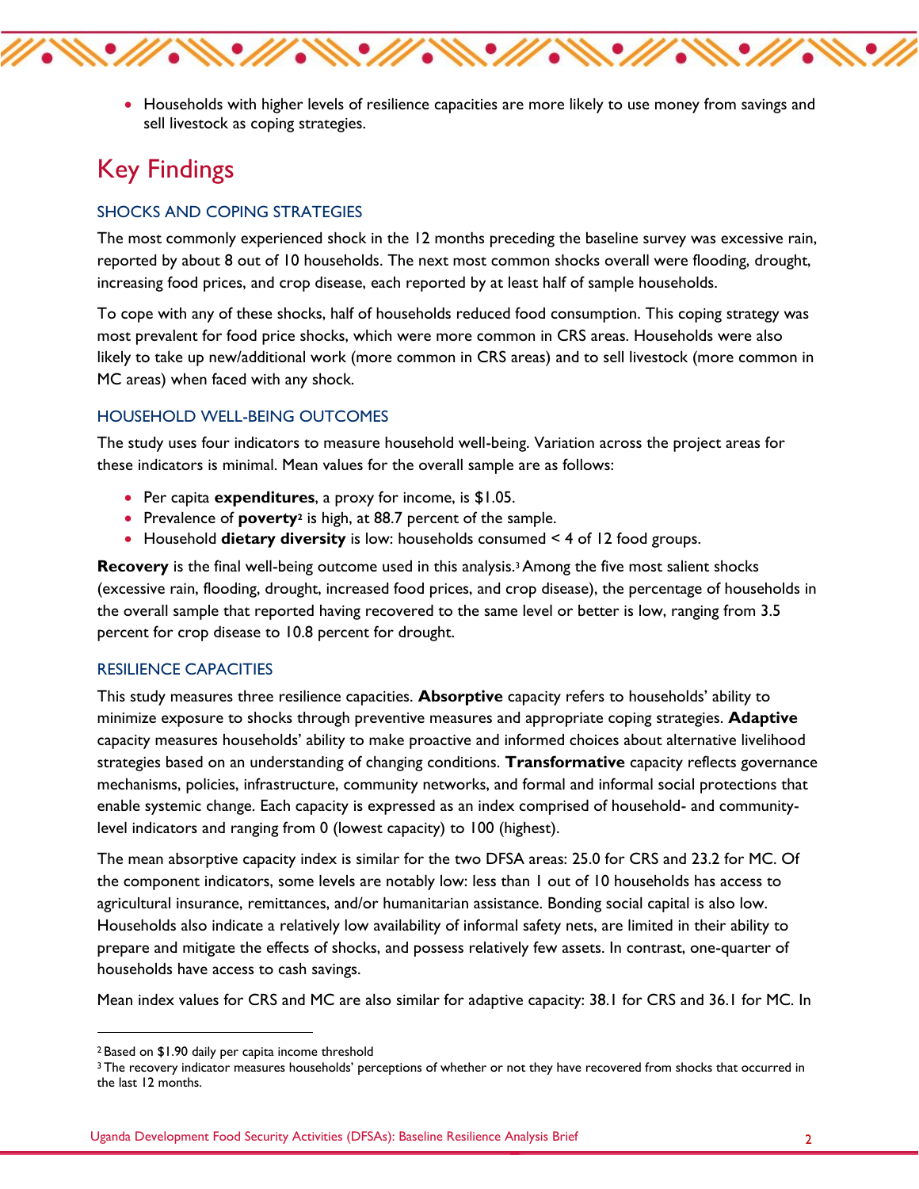- Households with higher levels of resilience capacities are more likely to use money from savings and sell livestock as coping strategies.

# Key Findings

### SHOCKS AND COPING STRATEGIES

The most commonly experienced shock in the 12 months preceding the baseline survey was excessive rain, reported by about 8 out of 10 households. The next most common shocks overall were flooding, drought, increasing food prices, and crop disease, each reported by at least half of sample households.

To cope with any of these shocks, half of households reduced food consumption. This coping strategy was most prevalent for food price shocks, which were more common in CRS areas. Households were also likely to take up new/additional work (more common in CRS areas) and to sell livestock (more common in MC areas) when faced with any shock.

### HOUSEHOLD WELL-BEING OUTCOMES

The study uses four indicators to measure household well-being. Variation across the project areas for these indicators is minimal. Mean values for the overall sample are as follows:

- Per capita **expenditures**, a proxy for income, is $1.05.
- Prevalence of **poverty**[2] is high, at 88.7 percent of the sample.
- Household **dietary diversity** is low: households consumed < 4 of 12 food groups.

**Recovery** is the final well-being outcome used in this analysis.[3] Among the five most salient shocks (excessive rain, flooding, drought, increased food prices, and crop disease), the percentage of households in the overall sample that reported having recovered to the same level or better is low, ranging from 3.5 percent for crop disease to 10.8 percent for drought.

### RESILIENCE CAPACITIES

This study measures three resilience capacities. **Absorptive** capacity refers to households' ability to minimize exposure to shocks through preventive measures and appropriate coping strategies. **Adaptive** capacity measures households' ability to make proactive and informed choices about alternative livelihood strategies based on an understanding of changing conditions. **Transformative** capacity reflects governance mechanisms, policies, infrastructure, community networks, and formal and informal social protections that enable systemic change. Each capacity is expressed as an index comprised of household- and community-level indicators and ranging from 0 (lowest capacity) to 100 (highest).

The mean absorptive capacity index is similar for the two DFSA areas: 25.0 for CRS and 23.2 for MC. Of the component indicators, some levels are notably low: less than 1 out of 10 households has access to agricultural insurance, remittances, and/or humanitarian assistance. Bonding social capital is also low. Households also indicate a relatively low availability of informal safety nets, are limited in their ability to prepare and mitigate the effects of shocks, and possess relatively few assets. In contrast, one-quarter of households have access to cash savings.

Mean index values for CRS and MC are also similar for adaptive capacity: 38.1 for CRS and 36.1 for MC. In

[2] Based on $1.90 daily per capita income threshold

[3] The recovery indicator measures households' perceptions of whether or not they have recovered from shocks that occurred in the last 12 months.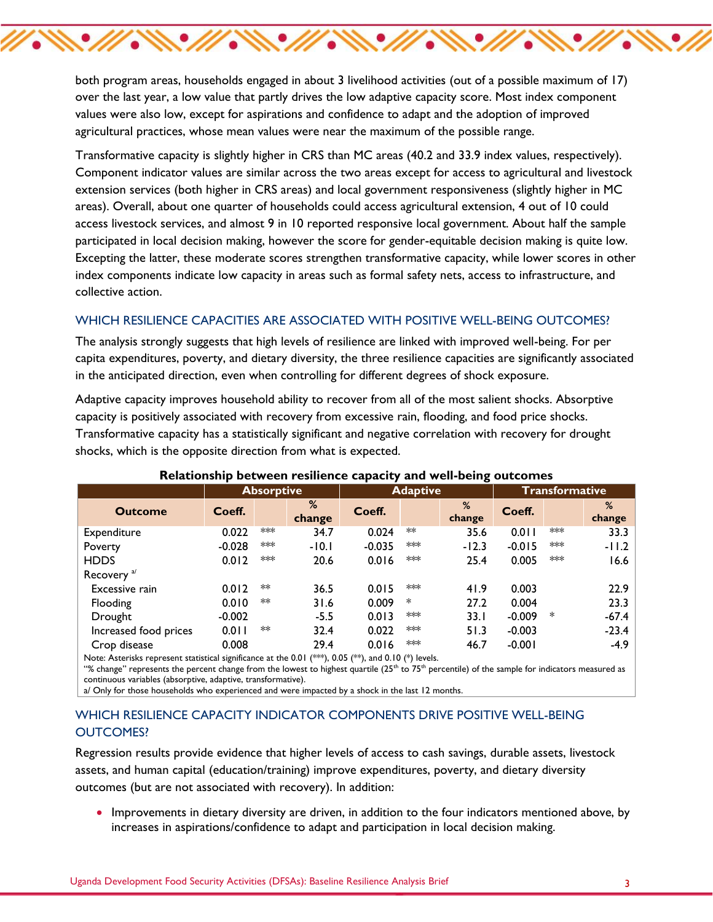both program areas, households engaged in about 3 livelihood activities (out of a possible maximum of 17) over the last year, a low value that partly drives the low adaptive capacity score. Most index component values were also low, except for aspirations and confidence to adapt and the adoption of improved agricultural practices, whose mean values were near the maximum of the possible range.

Transformative capacity is slightly higher in CRS than MC areas (40.2 and 33.9 index values, respectively). Component indicator values are similar across the two areas except for access to agricultural and livestock extension services (both higher in CRS areas) and local government responsiveness (slightly higher in MC areas). Overall, about one quarter of households could access agricultural extension, 4 out of 10 could access livestock services, and almost 9 in 10 reported responsive local government. About half the sample participated in local decision making, however the score for gender-equitable decision making is quite low. Excepting the latter, these moderate scores strengthen transformative capacity, while lower scores in other index components indicate low capacity in areas such as formal safety nets, access to infrastructure, and collective action.

## WHICH RESILIENCE CAPACITIES ARE ASSOCIATED WITH POSITIVE WELL-BEING OUTCOMES?

The analysis strongly suggests that high levels of resilience are linked with improved well-being. For per capita expenditures, poverty, and dietary diversity, the three resilience capacities are significantly associated in the anticipated direction, even when controlling for different degrees of shock exposure.

Adaptive capacity improves household ability to recover from all of the most salient shocks. Absorptive capacity is positively associated with recovery from excessive rain, flooding, and food price shocks. Transformative capacity has a statistically significant and negative correlation with recovery for drought shocks, which is the opposite direction from what is expected.

**Relationship between resilience capacity and well-being outcomes**

| | Absorptive | | | Adaptive | | | Transformative | | |
|---|---|---|---|---|---|---|---|---|---|
| **Outcome** | **Coeff.** | | **% change** | **Coeff.** | | **% change** | **Coeff.** | | **% change** |
| Expenditure | 0.022 | *** | 34.7 | 0.024 | ** | 35.6 | 0.011 | *** | 33.3 |
| Poverty | -0.028 | *** | -10.1 | -0.035 | *** | -12.3 | -0.015 | *** | -11.2 |
| HDDS | 0.012 | *** | 20.6 | 0.016 | *** | 25.4 | 0.005 | *** | 16.6 |
| Recovery [a/] | | | | | | | | | |
| Excessive rain | 0.012 | ** | 36.5 | 0.015 | *** | 41.9 | 0.003 | | 22.9 |
| Flooding | 0.010 | ** | 31.6 | 0.009 | * | 27.2 | 0.004 | | 23.3 |
| Drought | -0.002 | | -5.5 | 0.013 | *** | 33.1 | -0.009 | * | -67.4 |
| Increased food prices | 0.011 | ** | 32.4 | 0.022 | *** | 51.3 | -0.003 | | -23.4 |
| Crop disease | 0.008 | | 29.4 | 0.016 | *** | 46.7 | -0.001 | | -4.9 |

Note: Asterisks represent statistical significance at the 0.01 (***), 0.05 (**), and 0.10 (*) levels.
"% change" represents the percent change from the lowest to highest quartile (25th to 75th percentile) of the sample for indicators measured as continuous variables (absorptive, adaptive, transformative).
a/ Only for those households who experienced and were impacted by a shock in the last 12 months.

## WHICH RESILIENCE CAPACITY INDICATOR COMPONENTS DRIVE POSITIVE WELL-BEING OUTCOMES?

Regression results provide evidence that higher levels of access to cash savings, durable assets, livestock assets, and human capital (education/training) improve expenditures, poverty, and dietary diversity outcomes (but are not associated with recovery). In addition:

- Improvements in dietary diversity are driven, in addition to the four indicators mentioned above, by increases in aspirations/confidence to adapt and participation in local decision making.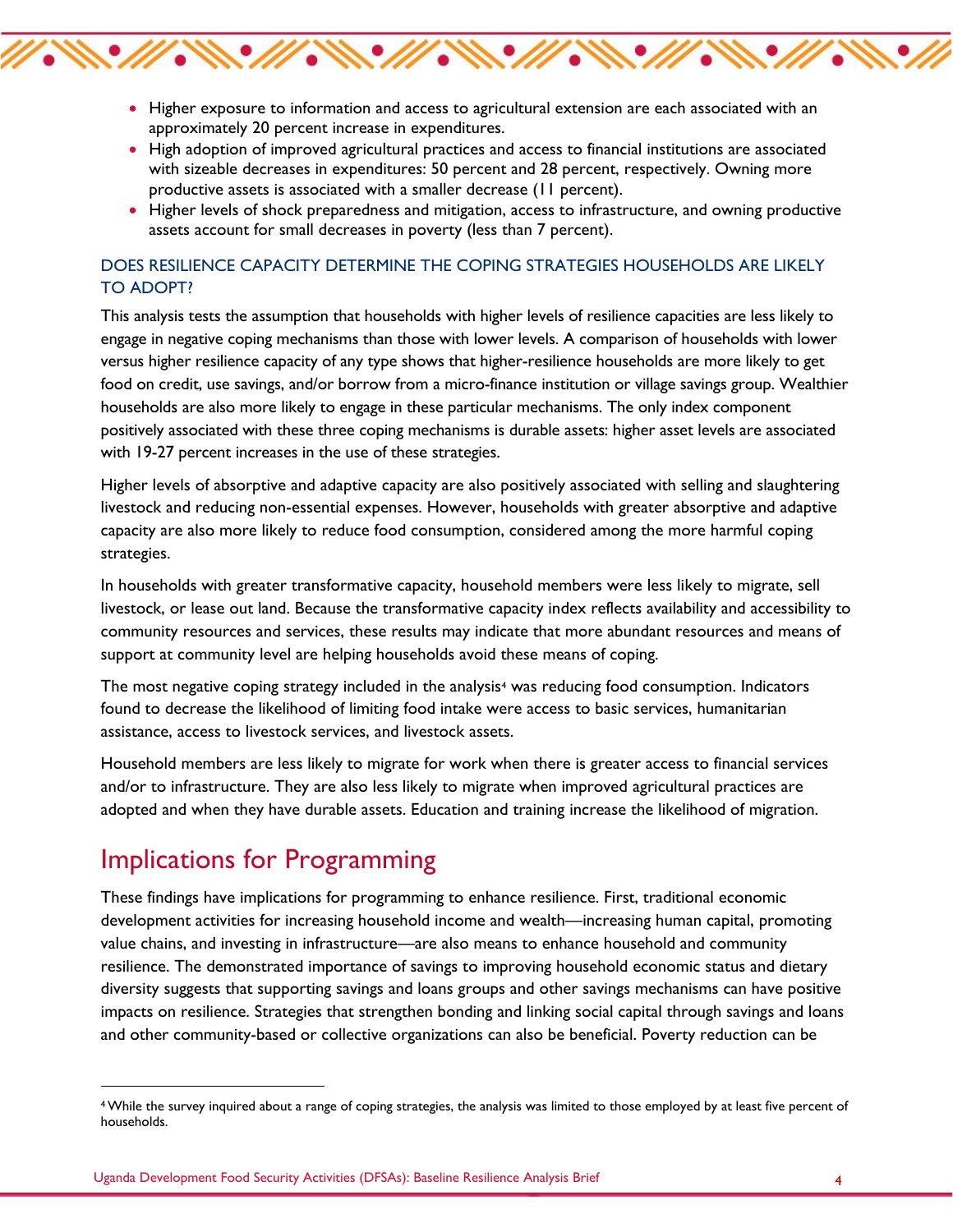- Higher exposure to information and access to agricultural extension are each associated with an approximately 20 percent increase in expenditures.
- High adoption of improved agricultural practices and access to financial institutions are associated with sizeable decreases in expenditures: 50 percent and 28 percent, respectively. Owning more productive assets is associated with a smaller decrease (11 percent).
- Higher levels of shock preparedness and mitigation, access to infrastructure, and owning productive assets account for small decreases in poverty (less than 7 percent).

### DOES RESILIENCE CAPACITY DETERMINE THE COPING STRATEGIES HOUSEHOLDS ARE LIKELY TO ADOPT?

This analysis tests the assumption that households with higher levels of resilience capacities are less likely to engage in negative coping mechanisms than those with lower levels. A comparison of households with lower versus higher resilience capacity of any type shows that higher-resilience households are more likely to get food on credit, use savings, and/or borrow from a micro-finance institution or village savings group. Wealthier households are also more likely to engage in these particular mechanisms. The only index component positively associated with these three coping mechanisms is durable assets: higher asset levels are associated with 19-27 percent increases in the use of these strategies.

Higher levels of absorptive and adaptive capacity are also positively associated with selling and slaughtering livestock and reducing non-essential expenses. However, households with greater absorptive and adaptive capacity are also more likely to reduce food consumption, considered among the more harmful coping strategies.

In households with greater transformative capacity, household members were less likely to migrate, sell livestock, or lease out land. Because the transformative capacity index reflects availability and accessibility to community resources and services, these results may indicate that more abundant resources and means of support at community level are helping households avoid these means of coping.

The most negative coping strategy included in the analysis[4] was reducing food consumption. Indicators found to decrease the likelihood of limiting food intake were access to basic services, humanitarian assistance, access to livestock services, and livestock assets.

Household members are less likely to migrate for work when there is greater access to financial services and/or to infrastructure. They are also less likely to migrate when improved agricultural practices are adopted and when they have durable assets. Education and training increase the likelihood of migration.

## Implications for Programming

These findings have implications for programming to enhance resilience. First, traditional economic development activities for increasing household income and wealth—increasing human capital, promoting value chains, and investing in infrastructure—are also means to enhance household and community resilience. The demonstrated importance of savings to improving household economic status and dietary diversity suggests that supporting savings and loans groups and other savings mechanisms can have positive impacts on resilience. Strategies that strengthen bonding and linking social capital through savings and loans and other community-based or collective organizations can also be beneficial. Poverty reduction can be

[4] While the survey inquired about a range of coping strategies, the analysis was limited to those employed by at least five percent of households.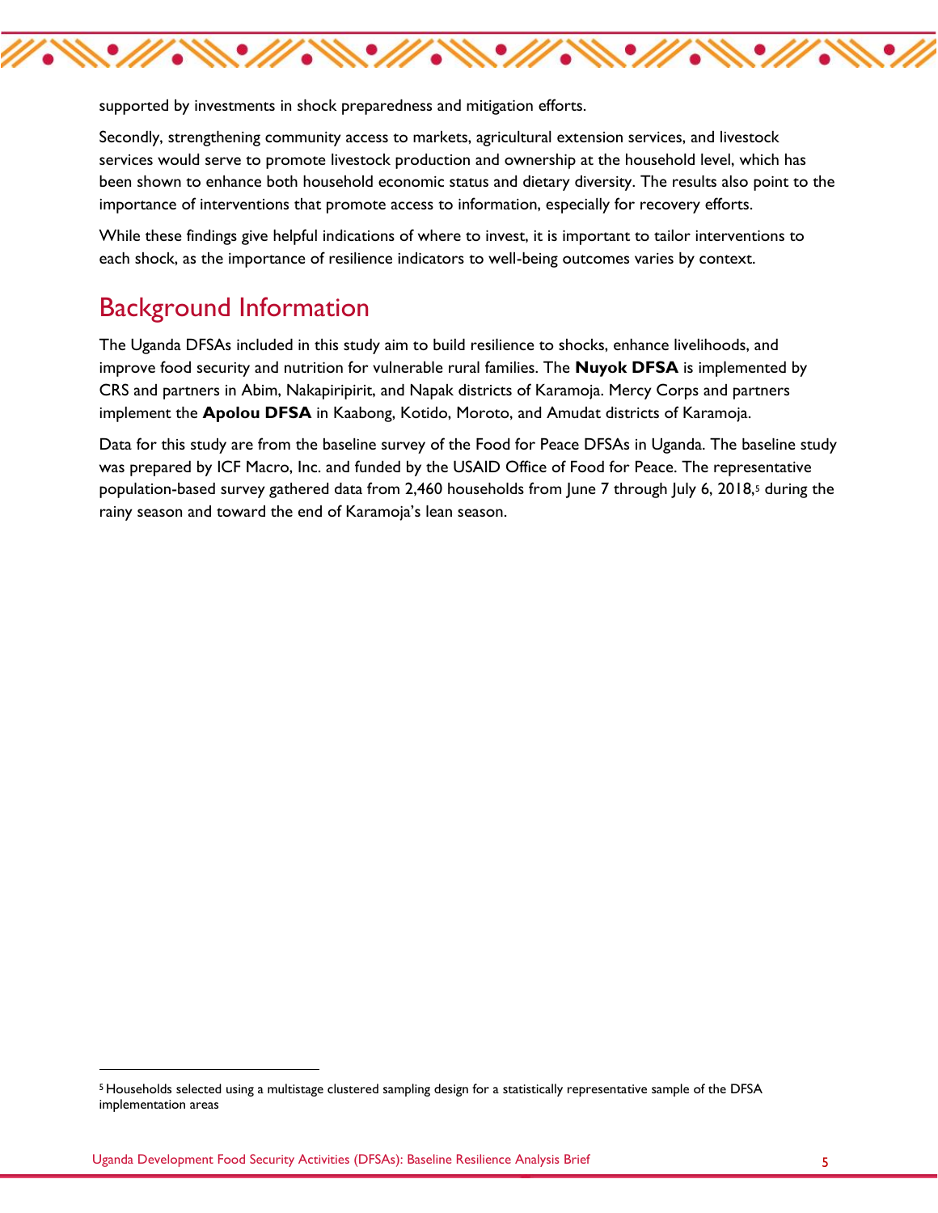supported by investments in shock preparedness and mitigation efforts.

Secondly, strengthening community access to markets, agricultural extension services, and livestock services would serve to promote livestock production and ownership at the household level, which has been shown to enhance both household economic status and dietary diversity. The results also point to the importance of interventions that promote access to information, especially for recovery efforts.

While these findings give helpful indications of where to invest, it is important to tailor interventions to each shock, as the importance of resilience indicators to well-being outcomes varies by context.

## Background Information

The Uganda DFSAs included in this study aim to build resilience to shocks, enhance livelihoods, and improve food security and nutrition for vulnerable rural families. The **Nuyok DFSA** is implemented by CRS and partners in Abim, Nakapiripirit, and Napak districts of Karamoja. Mercy Corps and partners implement the **Apolou DFSA** in Kaabong, Kotido, Moroto, and Amudat districts of Karamoja.

Data for this study are from the baseline survey of the Food for Peace DFSAs in Uganda. The baseline study was prepared by ICF Macro, Inc. and funded by the USAID Office of Food for Peace. The representative population-based survey gathered data from 2,460 households from June 7 through July 6, 2018,[5] during the rainy season and toward the end of Karamoja's lean season.

[5] Households selected using a multistage clustered sampling design for a statistically representative sample of the DFSA implementation areas